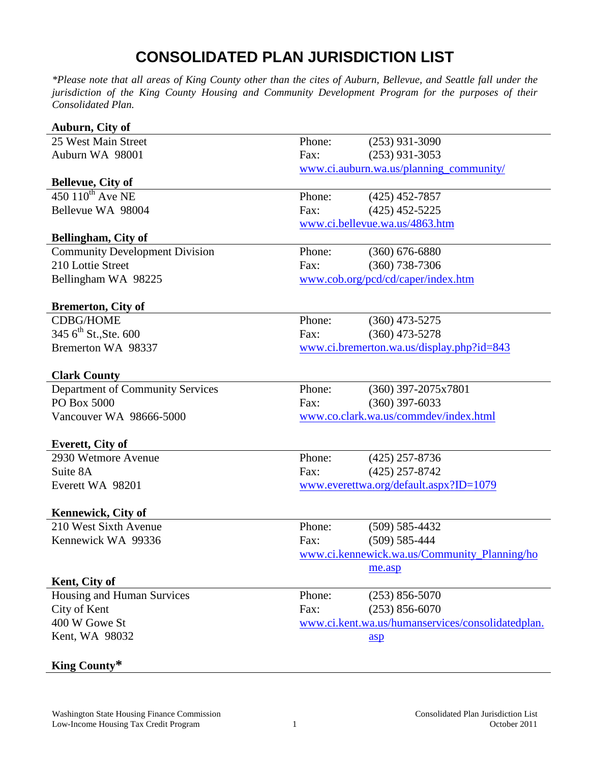# CONSOLIDATED PLAN JURISDICTION LIST

*\*Please note that all areas of King County other than the cites of Auburn, Bellevue, and Seattle fall under the jurisdiction of the King County Housing and Community Development Program for the purposes of their Consolidated Plan.*

**Auburn, City of**

25 West Main Street
Auburn WA 98001

Phone: (253) 931-3090
Fax: (253) 931-3053
www.ci.auburn.wa.us/planning_community/

**Bellevue, City of**

450 110th Ave NE
Bellevue WA 98004

Phone: (425) 452-7857
Fax: (425) 452-5225
www.ci.bellevue.wa.us/4863.htm

**Bellingham, City of**

Community Development Division
210 Lottie Street
Bellingham WA 98225

Phone: (360) 676-6880
Fax: (360) 738-7306
www.cob.org/pcd/cd/caper/index.htm

**Bremerton, City of**

CDBG/HOME
345 6th St.,Ste. 600
Bremerton WA 98337

Phone: (360) 473-5275
Fax: (360) 473-5278
www.ci.bremerton.wa.us/display.php?id=843

**Clark County**

Department of Community Services
PO Box 5000
Vancouver WA 98666-5000

Phone: (360) 397-2075x7801
Fax: (360) 397-6033
www.co.clark.wa.us/commdev/index.html

**Everett, City of**

2930 Wetmore Avenue
Suite 8A
Everett WA 98201

Phone: (425) 257-8736
Fax: (425) 257-8742
www.everettwa.org/default.aspx?ID=1079

**Kennewick, City of**

210 West Sixth Avenue
Kennewick WA 99336

Phone: (509) 585-4432
Fax: (509) 585-444
www.ci.kennewick.wa.us/Community_Planning/home.asp

**Kent, City of**

Housing and Human Survices
City of Kent
400 W Gowe St
Kent, WA 98032

Phone: (253) 856-5070
Fax: (253) 856-6070
www.ci.kent.wa.us/humanservices/consolidatedplan.asp

**King County\***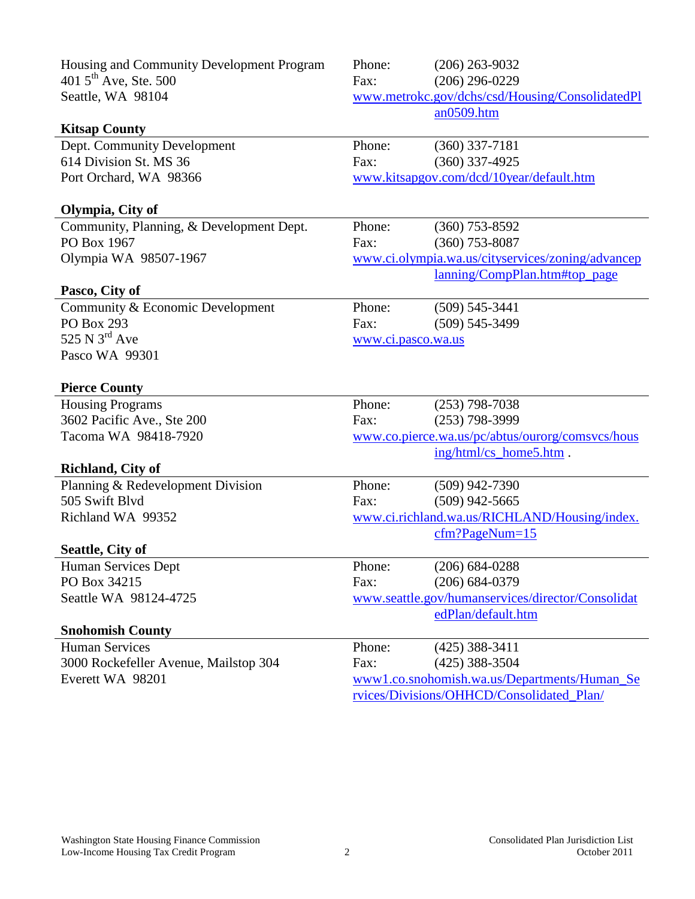Housing and Community Development Program
401 5th Ave, Ste. 500
Seattle, WA 98104

Phone: (206) 263-9032
Fax: (206) 296-0229
www.metrokc.gov/dchs/csd/Housing/ConsolidatedPlan0509.htm

**Kitsap County**

Dept. Community Development
614 Division St. MS 36
Port Orchard, WA 98366

Phone: (360) 337-7181
Fax: (360) 337-4925
www.kitsapgov.com/dcd/10year/default.htm

**Olympia, City of**

Community, Planning, & Development Dept.
PO Box 1967
Olympia WA 98507-1967

Phone: (360) 753-8592
Fax: (360) 753-8087
www.ci.olympia.wa.us/cityservices/zoning/advanceplanning/CompPlan.htm#top_page

**Pasco, City of**

Community & Economic Development
PO Box 293
525 N 3rd Ave
Pasco WA 99301

Phone: (509) 545-3441
Fax: (509) 545-3499
www.ci.pasco.wa.us

**Pierce County**

Housing Programs
3602 Pacific Ave., Ste 200
Tacoma WA 98418-7920

Phone: (253) 798-7038
Fax: (253) 798-3999
www.co.pierce.wa.us/pc/abtus/ourorg/comsvcs/housing/html/cs_home5.htm .

**Richland, City of**

Planning & Redevelopment Division
505 Swift Blvd
Richland WA 99352

Phone: (509) 942-7390
Fax: (509) 942-5665
www.ci.richland.wa.us/RICHLAND/Housing/index.cfm?PageNum=15

**Seattle, City of**

Human Services Dept
PO Box 34215
Seattle WA 98124-4725

Phone: (206) 684-0288
Fax: (206) 684-0379
www.seattle.gov/humanservices/director/ConsolidatedPlan/default.htm

**Snohomish County**

Human Services
3000 Rockefeller Avenue, Mailstop 304
Everett WA 98201

Phone: (425) 388-3411
Fax: (425) 388-3504
www1.co.snohomish.wa.us/Departments/Human_Services/Divisions/OHHCD/Consolidated_Plan/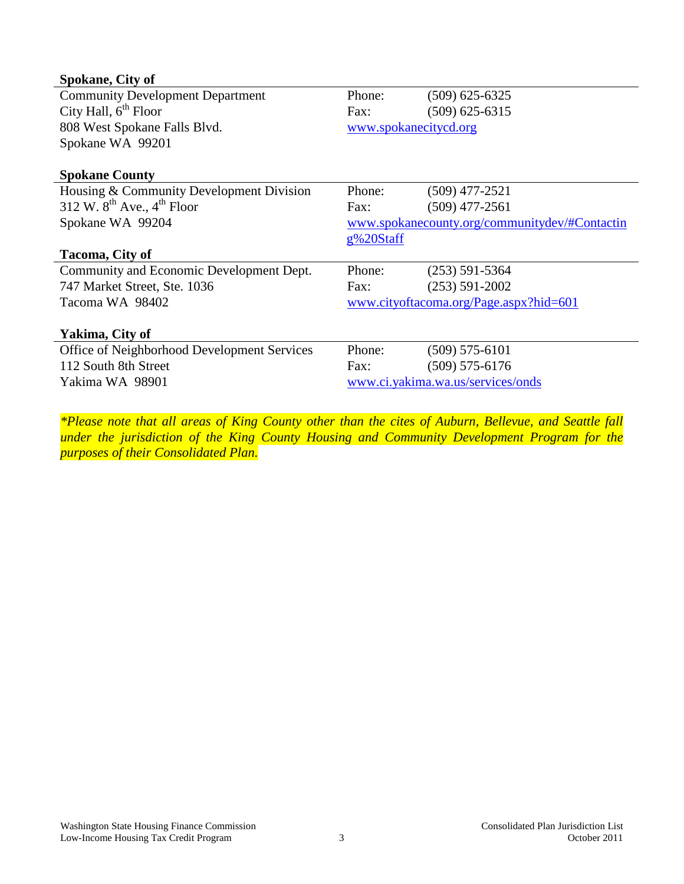**Spokane, City of**

| | | |
|---|---|---|
| Community Development Department | Phone: | (509) 625-6325 |
| City Hall, 6th Floor | Fax: | (509) 625-6315 |
| 808 West Spokane Falls Blvd. | www.spokanecitycd.org | |
| Spokane WA 99201 | | |

**Spokane County**

| | | |
|---|---|---|
| Housing & Community Development Division | Phone: | (509) 477-2521 |
| 312 W. 8th Ave., 4th Floor | Fax: | (509) 477-2561 |
| Spokane WA 99204 | www.spokanecounty.org/communitydev/#Contacting%20Staff | |

**Tacoma, City of**

| | | |
|---|---|---|
| Community and Economic Development Dept. | Phone: | (253) 591-5364 |
| 747 Market Street, Ste. 1036 | Fax: | (253) 591-2002 |
| Tacoma WA 98402 | www.cityoftacoma.org/Page.aspx?hid=601 | |

**Yakima, City of**

| | | |
|---|---|---|
| Office of Neighborhood Development Services | Phone: | (509) 575-6101 |
| 112 South 8th Street | Fax: | (509) 575-6176 |
| Yakima WA 98901 | www.ci.yakima.wa.us/services/onds | |

*\*Please note that all areas of King County other than the cites of Auburn, Bellevue, and Seattle fall under the jurisdiction of the King County Housing and Community Development Program for the purposes of their Consolidated Plan.*